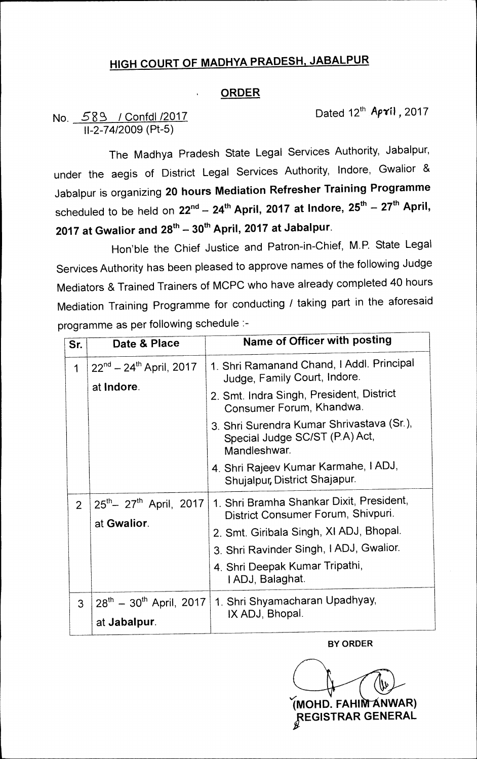# HIGH COURT OF MADHYA PRADESH, JABALPUR

## ORDER

No. 589 / Confdl /2017
II-2-74/2009 (Pt-5)

Dated 12th April, 2017

The Madhya Pradesh State Legal Services Authority, Jabalpur, under the aegis of District Legal Services Authority, Indore, Gwalior & Jabalpur is organizing **20 hours Mediation Refresher Training Programme** scheduled to be held on **22nd – 24th April, 2017 at Indore, 25th – 27th April, 2017 at Gwalior and 28th – 30th April, 2017 at Jabalpur**.

Hon'ble the Chief Justice and Patron-in-Chief, M.P. State Legal Services Authority has been pleased to approve names of the following Judge Mediators & Trained Trainers of MCPC who have already completed 40 hours Mediation Training Programme for conducting / taking part in the aforesaid programme as per following schedule :-

| Sr. | Date & Place | Name of Officer with posting |
|---|---|---|
| 1 | 22nd – 24th April, 2017 at **Indore**. | 1. Shri Ramanand Chand, I Addl. Principal Judge, Family Court, Indore.<br>2. Smt. Indra Singh, President, District Consumer Forum, Khandwa.<br>3. Shri Surendra Kumar Shrivastava (Sr.), Special Judge SC/ST (P.A) Act, Mandleshwar.<br>4. Shri Rajeev Kumar Karmahe, I ADJ, Shujalpur, District Shajapur. |
| 2 | 25th– 27th April, 2017 at **Gwalior**. | 1. Shri Bramha Shankar Dixit, President, District Consumer Forum, Shivpuri.<br>2. Smt. Giribala Singh, XI ADJ, Bhopal.<br>3. Shri Ravinder Singh, I ADJ, Gwalior.<br>4. Shri Deepak Kumar Tripathi, I ADJ, Balaghat. |
| 3 | 28th – 30th April, 2017 at **Jabalpur**. | 1. Shri Shyamacharan Upadhyay, IX ADJ, Bhopal. |

**BY ORDER**

**(MOHD. FAHIM ANWAR)**
**REGISTRAR GENERAL**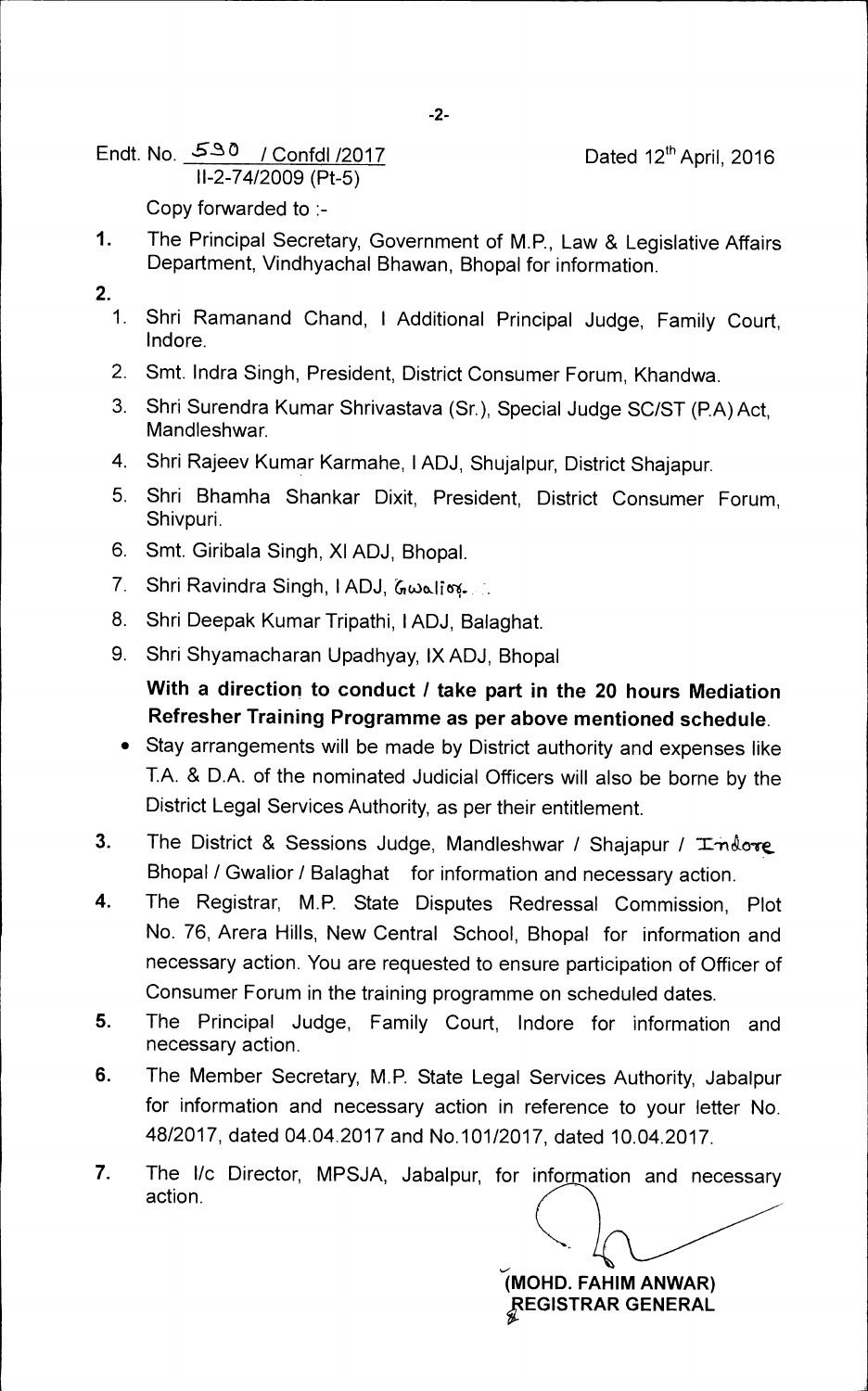Endt. No. 530 / Confdl /2017
II-2-74/2009 (Pt-5)

Dated 12th April, 2016

Copy forwarded to :-

1. The Principal Secretary, Government of M.P., Law & Legislative Affairs Department, Vindhyachal Bhawan, Bhopal for information.
2. 
   1. Shri Ramanand Chand, I Additional Principal Judge, Family Court, Indore.
   2. Smt. Indra Singh, President, District Consumer Forum, Khandwa.
   3. Shri Surendra Kumar Shrivastava (Sr.), Special Judge SC/ST (P.A) Act, Mandleshwar.
   4. Shri Rajeev Kumar Karmahe, I ADJ, Shujalpur, District Shajapur.
   5. Shri Bhamha Shankar Dixit, President, District Consumer Forum, Shivpuri.
   6. Smt. Giribala Singh, XI ADJ, Bhopal.
   7. Shri Ravindra Singh, I ADJ, Gwalior.
   8. Shri Deepak Kumar Tripathi, I ADJ, Balaghat.
   9. Shri Shyamacharan Upadhyay, IX ADJ, Bhopal

   **With a direction to conduct / take part in the 20 hours Mediation Refresher Training Programme as per above mentioned schedule.**

   - Stay arrangements will be made by District authority and expenses like T.A. & D.A. of the nominated Judicial Officers will also be borne by the District Legal Services Authority, as per their entitlement.
3. The District & Sessions Judge, Mandleshwar / Shajapur / Indore Bhopal / Gwalior / Balaghat for information and necessary action.
4. The Registrar, M.P. State Disputes Redressal Commission, Plot No. 76, Arera Hills, New Central School, Bhopal for information and necessary action. You are requested to ensure participation of Officer of Consumer Forum in the training programme on scheduled dates.
5. The Principal Judge, Family Court, Indore for information and necessary action.
6. The Member Secretary, M.P. State Legal Services Authority, Jabalpur for information and necessary action in reference to your letter No. 48/2017, dated 04.04.2017 and No.101/2017, dated 10.04.2017.
7. The I/c Director, MPSJA, Jabalpur, for information and necessary action.

**(MOHD. FAHIM ANWAR)**
**REGISTRAR GENERAL**